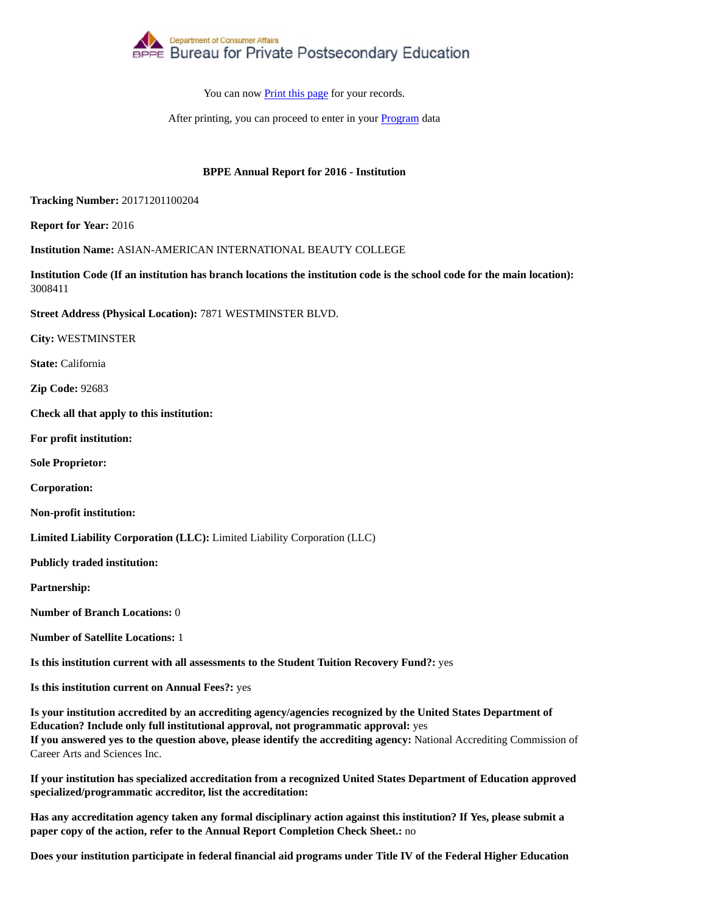Department of Consumer Affairs
Bureau for Private Postsecondary Education

You can now Print this page for your records.

After printing, you can proceed to enter in your Program data

**BPPE Annual Report for 2016 - Institution**

**Tracking Number:** 20171201100204

**Report for Year:** 2016

**Institution Name:** ASIAN-AMERICAN INTERNATIONAL BEAUTY COLLEGE

**Institution Code (If an institution has branch locations the institution code is the school code for the main location):** 3008411

**Street Address (Physical Location):** 7871 WESTMINSTER BLVD.

**City:** WESTMINSTER

**State:** California

**Zip Code:** 92683

**Check all that apply to this institution:**

**For profit institution:**

**Sole Proprietor:**

**Corporation:**

**Non-profit institution:**

**Limited Liability Corporation (LLC):** Limited Liability Corporation (LLC)

**Publicly traded institution:**

**Partnership:**

**Number of Branch Locations:** 0

**Number of Satellite Locations:** 1

**Is this institution current with all assessments to the Student Tuition Recovery Fund?:** yes

**Is this institution current on Annual Fees?:** yes

**Is your institution accredited by an accrediting agency/agencies recognized by the United States Department of Education? Include only full institutional approval, not programmatic approval:** yes
**If you answered yes to the question above, please identify the accrediting agency:** National Accrediting Commission of Career Arts and Sciences Inc.

**If your institution has specialized accreditation from a recognized United States Department of Education approved specialized/programmatic accreditor, list the accreditation:**

**Has any accreditation agency taken any formal disciplinary action against this institution? If Yes, please submit a paper copy of the action, refer to the Annual Report Completion Check Sheet.:** no

**Does your institution participate in federal financial aid programs under Title IV of the Federal Higher Education**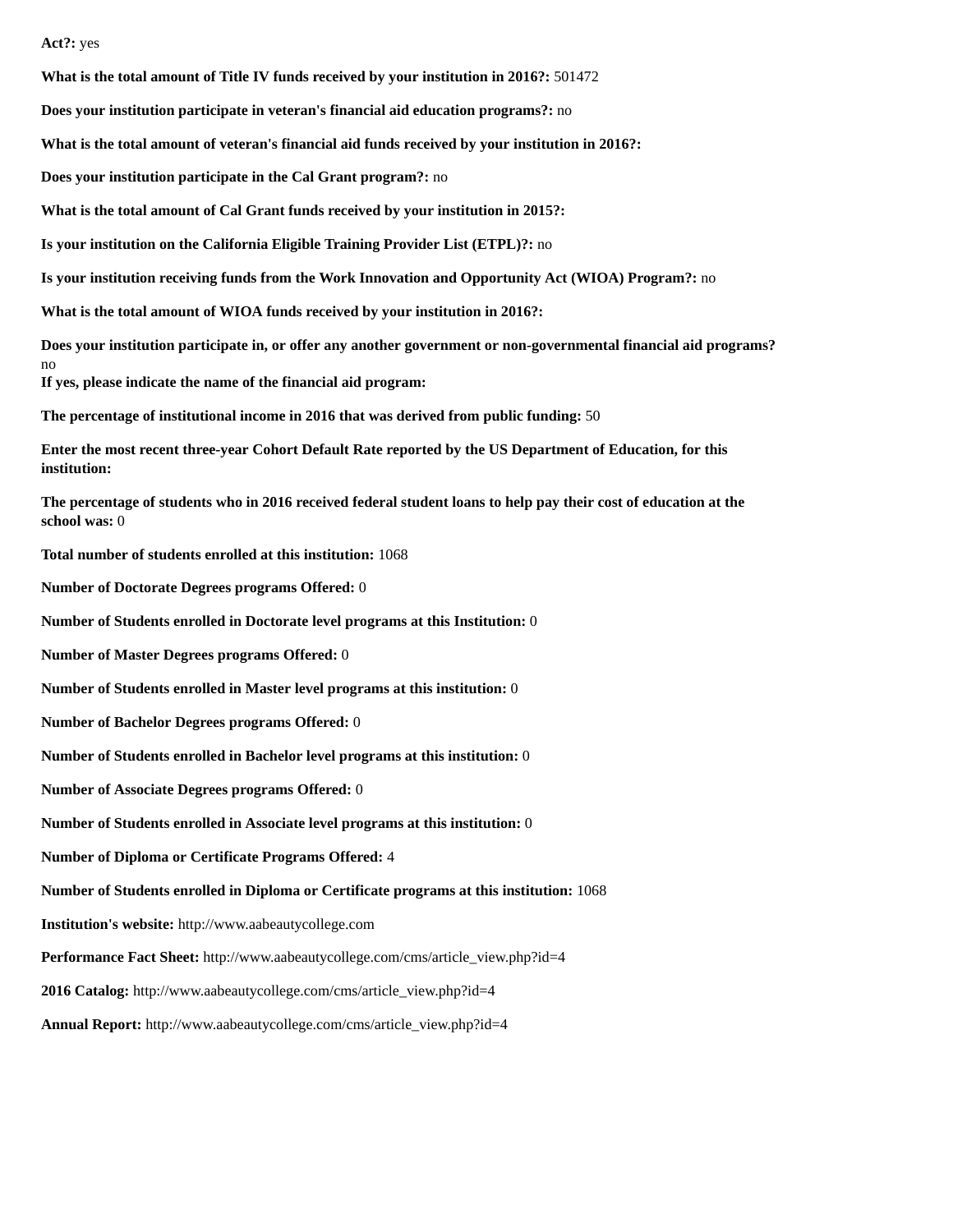**Act?:** yes

**What is the total amount of Title IV funds received by your institution in 2016?:** 501472

**Does your institution participate in veteran's financial aid education programs?:** no

**What is the total amount of veteran's financial aid funds received by your institution in 2016?:**

**Does your institution participate in the Cal Grant program?:** no

**What is the total amount of Cal Grant funds received by your institution in 2015?:**

**Is your institution on the California Eligible Training Provider List (ETPL)?:** no

**Is your institution receiving funds from the Work Innovation and Opportunity Act (WIOA) Program?:** no

**What is the total amount of WIOA funds received by your institution in 2016?:**

**Does your institution participate in, or offer any another government or non-governmental financial aid programs?**
no

**If yes, please indicate the name of the financial aid program:**

**The percentage of institutional income in 2016 that was derived from public funding:** 50

**Enter the most recent three-year Cohort Default Rate reported by the US Department of Education, for this institution:**

**The percentage of students who in 2016 received federal student loans to help pay their cost of education at the school was:** 0

**Total number of students enrolled at this institution:** 1068

**Number of Doctorate Degrees programs Offered:** 0

**Number of Students enrolled in Doctorate level programs at this Institution:** 0

**Number of Master Degrees programs Offered:** 0

**Number of Students enrolled in Master level programs at this institution:** 0

**Number of Bachelor Degrees programs Offered:** 0

**Number of Students enrolled in Bachelor level programs at this institution:** 0

**Number of Associate Degrees programs Offered:** 0

**Number of Students enrolled in Associate level programs at this institution:** 0

**Number of Diploma or Certificate Programs Offered:** 4

**Number of Students enrolled in Diploma or Certificate programs at this institution:** 1068

**Institution's website:** http://www.aabeautycollege.com

**Performance Fact Sheet:** http://www.aabeautycollege.com/cms/article_view.php?id=4

**2016 Catalog:** http://www.aabeautycollege.com/cms/article_view.php?id=4

**Annual Report:** http://www.aabeautycollege.com/cms/article_view.php?id=4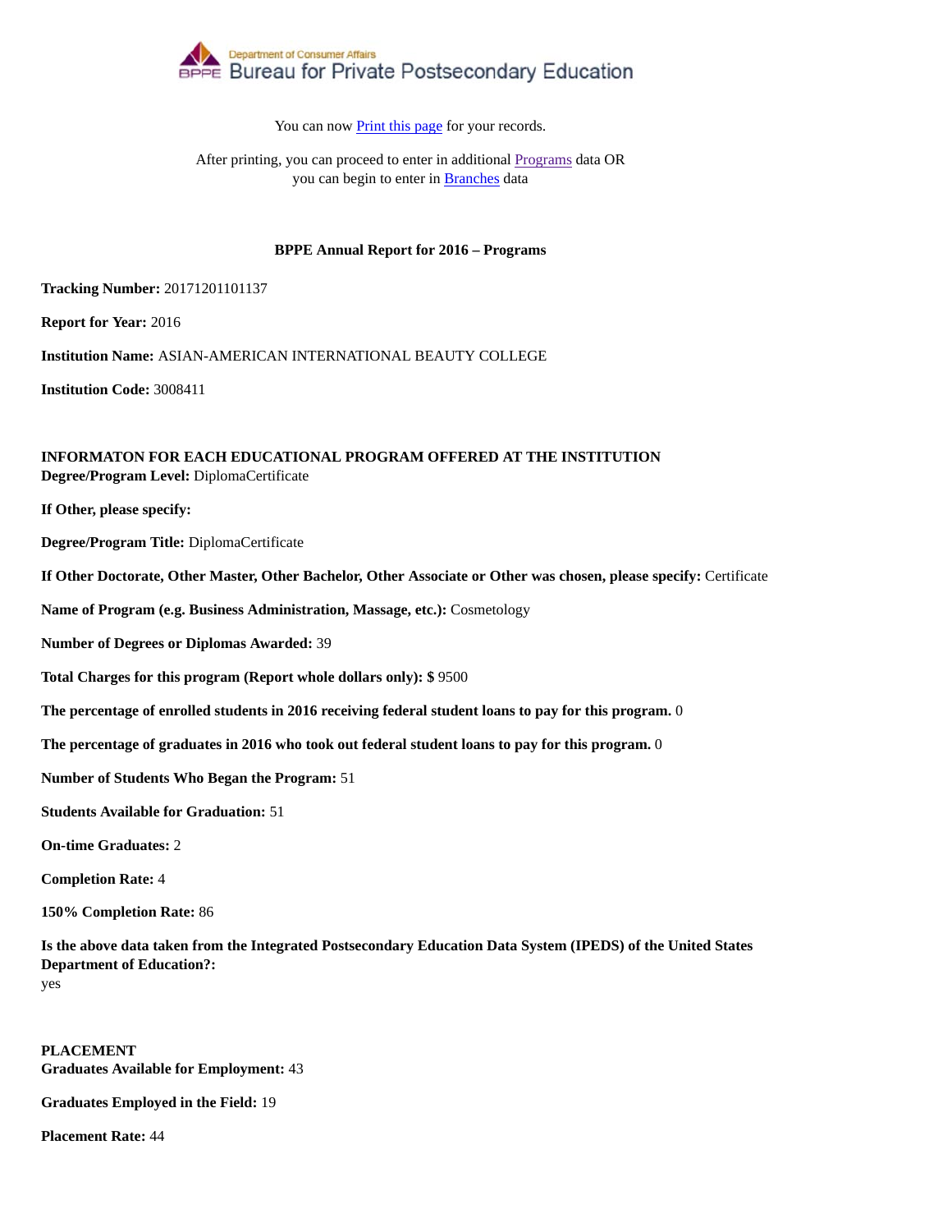Department of Consumer Affairs
Bureau for Private Postsecondary Education

You can now Print this page for your records.

After printing, you can proceed to enter in additional Programs data OR you can begin to enter in Branches data

**BPPE Annual Report for 2016 – Programs**

**Tracking Number:** 20171201101137

**Report for Year:** 2016

**Institution Name:** ASIAN-AMERICAN INTERNATIONAL BEAUTY COLLEGE

**Institution Code:** 3008411

**INFORMATON FOR EACH EDUCATIONAL PROGRAM OFFERED AT THE INSTITUTION**
**Degree/Program Level:** DiplomaCertificate

**If Other, please specify:**

**Degree/Program Title:** DiplomaCertificate

**If Other Doctorate, Other Master, Other Bachelor, Other Associate or Other was chosen, please specify:** Certificate

**Name of Program (e.g. Business Administration, Massage, etc.):** Cosmetology

**Number of Degrees or Diplomas Awarded:** 39

**Total Charges for this program (Report whole dollars only): $** 9500

**The percentage of enrolled students in 2016 receiving federal student loans to pay for this program.** 0

**The percentage of graduates in 2016 who took out federal student loans to pay for this program.** 0

**Number of Students Who Began the Program:** 51

**Students Available for Graduation:** 51

**On-time Graduates:** 2

**Completion Rate:** 4

**150% Completion Rate:** 86

**Is the above data taken from the Integrated Postsecondary Education Data System (IPEDS) of the United States Department of Education?:**
yes

**PLACEMENT**
**Graduates Available for Employment:** 43

**Graduates Employed in the Field:** 19

**Placement Rate:** 44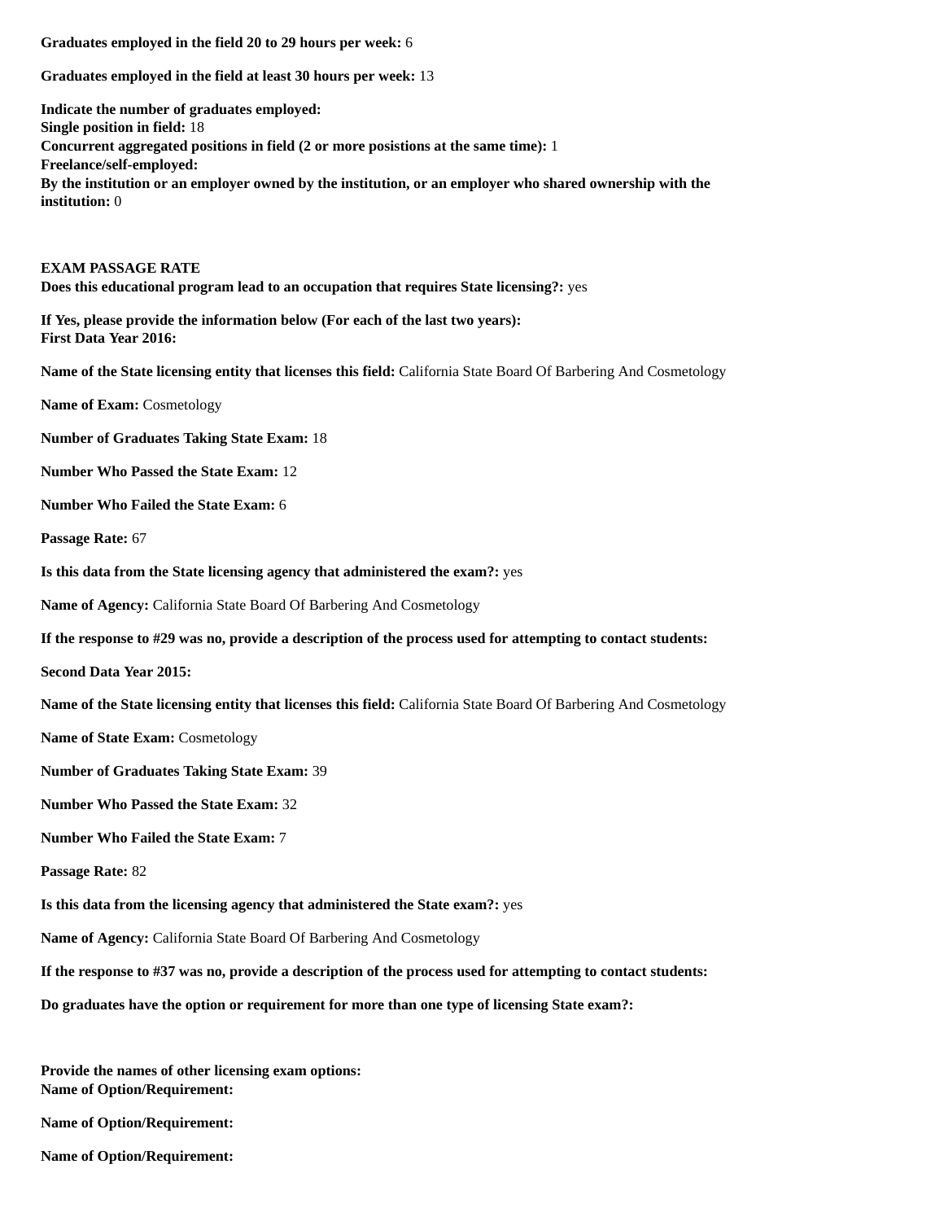**Graduates employed in the field 20 to 29 hours per week:** 6

**Graduates employed in the field at least 30 hours per week:** 13

**Indicate the number of graduates employed:**
**Single position in field:** 18
**Concurrent aggregated positions in field (2 or more posistions at the same time):** 1
**Freelance/self-employed:**
**By the institution or an employer owned by the institution, or an employer who shared ownership with the institution:** 0

**EXAM PASSAGE RATE**
**Does this educational program lead to an occupation that requires State licensing?:** yes

**If Yes, please provide the information below (For each of the last two years):**
**First Data Year 2016:**

**Name of the State licensing entity that licenses this field:** California State Board Of Barbering And Cosmetology

**Name of Exam:** Cosmetology

**Number of Graduates Taking State Exam:** 18

**Number Who Passed the State Exam:** 12

**Number Who Failed the State Exam:** 6

**Passage Rate:** 67

**Is this data from the State licensing agency that administered the exam?:** yes

**Name of Agency:** California State Board Of Barbering And Cosmetology

**If the response to #29 was no, provide a description of the process used for attempting to contact students:**

**Second Data Year 2015:**

**Name of the State licensing entity that licenses this field:** California State Board Of Barbering And Cosmetology

**Name of State Exam:** Cosmetology

**Number of Graduates Taking State Exam:** 39

**Number Who Passed the State Exam:** 32

**Number Who Failed the State Exam:** 7

**Passage Rate:** 82

**Is this data from the licensing agency that administered the State exam?:** yes

**Name of Agency:** California State Board Of Barbering And Cosmetology

**If the response to #37 was no, provide a description of the process used for attempting to contact students:**

**Do graduates have the option or requirement for more than one type of licensing State exam?:**

**Provide the names of other licensing exam options:**
**Name of Option/Requirement:**

**Name of Option/Requirement:**

**Name of Option/Requirement:**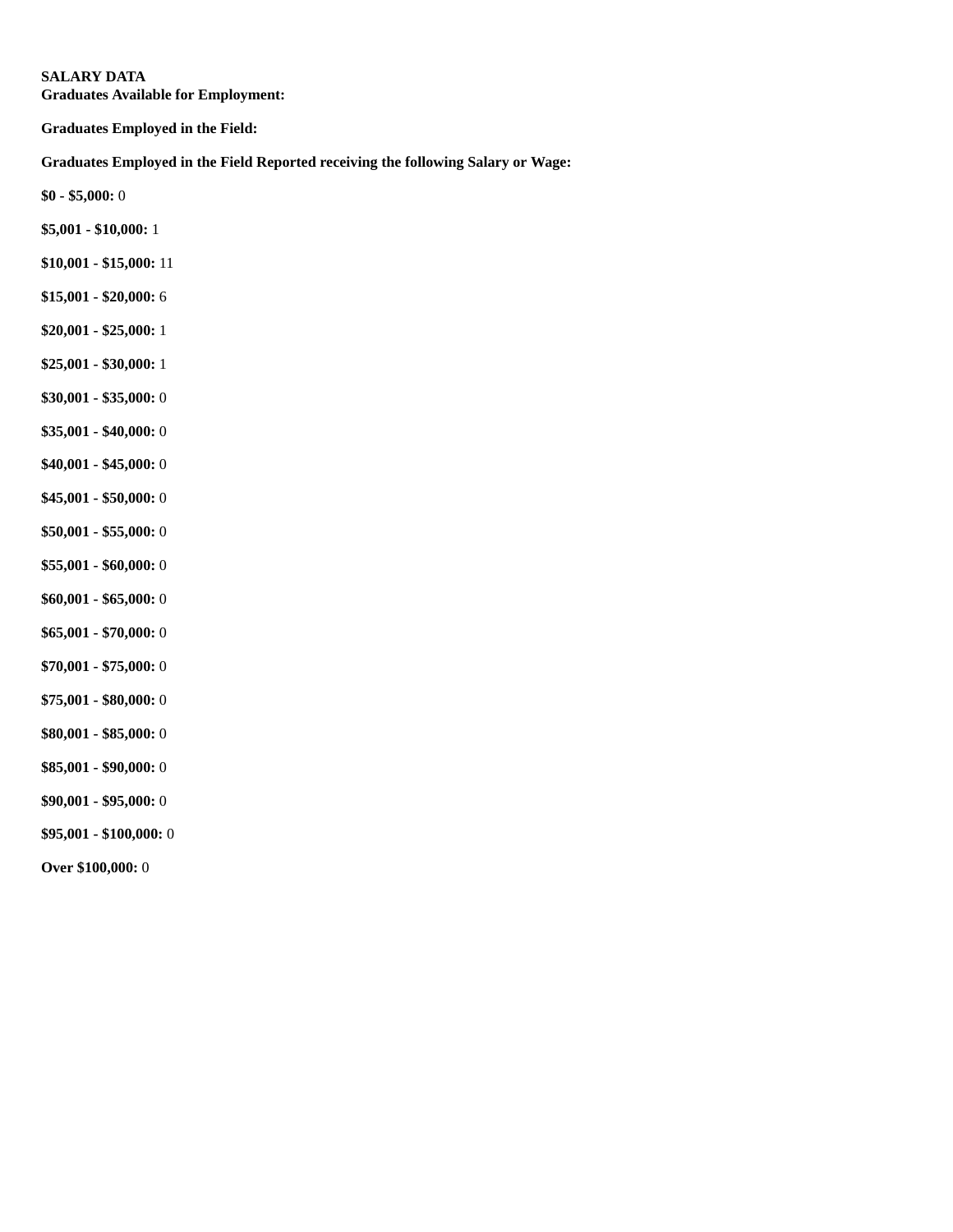**SALARY DATA**
**Graduates Available for Employment:**

**Graduates Employed in the Field:**

**Graduates Employed in the Field Reported receiving the following Salary or Wage:**

**$0 - $5,000:** 0

**$5,001 - $10,000:** 1

**$10,001 - $15,000:** 11

**$15,001 - $20,000:** 6

**$20,001 - $25,000:** 1

**$25,001 - $30,000:** 1

**$30,001 - $35,000:** 0

**$35,001 - $40,000:** 0

**$40,001 - $45,000:** 0

**$45,001 - $50,000:** 0

**$50,001 - $55,000:** 0

**$55,001 - $60,000:** 0

**$60,001 - $65,000:** 0

**$65,001 - $70,000:** 0

**$70,001 - $75,000:** 0

**$75,001 - $80,000:** 0

**$80,001 - $85,000:** 0

**$85,001 - $90,000:** 0

**$90,001 - $95,000:** 0

**$95,001 - $100,000:** 0

**Over $100,000:** 0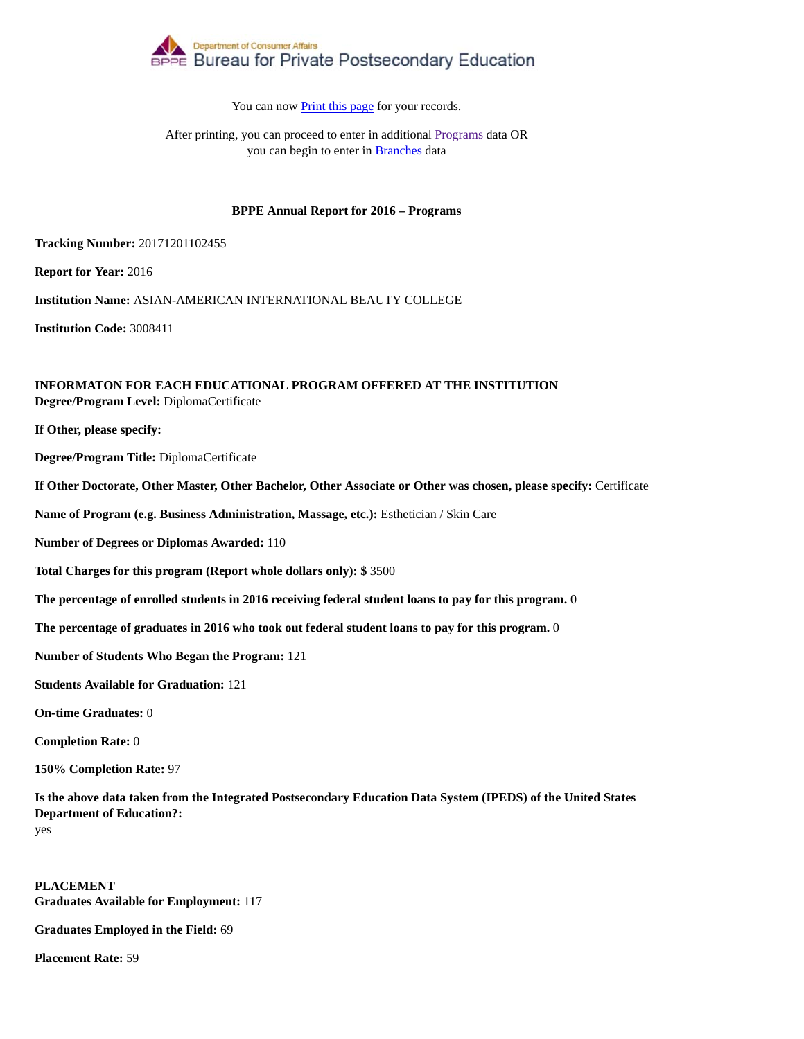Department of Consumer Affairs
Bureau for Private Postsecondary Education

You can now Print this page for your records.

After printing, you can proceed to enter in additional Programs data OR you can begin to enter in Branches data

### BPPE Annual Report for 2016 – Programs

**Tracking Number:** 20171201102455

**Report for Year:** 2016

**Institution Name:** ASIAN-AMERICAN INTERNATIONAL BEAUTY COLLEGE

**Institution Code:** 3008411

**INFORMATON FOR EACH EDUCATIONAL PROGRAM OFFERED AT THE INSTITUTION**
**Degree/Program Level:** DiplomaCertificate

**If Other, please specify:**

**Degree/Program Title:** DiplomaCertificate

**If Other Doctorate, Other Master, Other Bachelor, Other Associate or Other was chosen, please specify:** Certificate

**Name of Program (e.g. Business Administration, Massage, etc.):** Esthetician / Skin Care

**Number of Degrees or Diplomas Awarded:** 110

**Total Charges for this program (Report whole dollars only): $** 3500

**The percentage of enrolled students in 2016 receiving federal student loans to pay for this program.** 0

**The percentage of graduates in 2016 who took out federal student loans to pay for this program.** 0

**Number of Students Who Began the Program:** 121

**Students Available for Graduation:** 121

**On-time Graduates:** 0

**Completion Rate:** 0

**150% Completion Rate:** 97

**Is the above data taken from the Integrated Postsecondary Education Data System (IPEDS) of the United States Department of Education?:**
yes

**PLACEMENT**
**Graduates Available for Employment:** 117

**Graduates Employed in the Field:** 69

**Placement Rate:** 59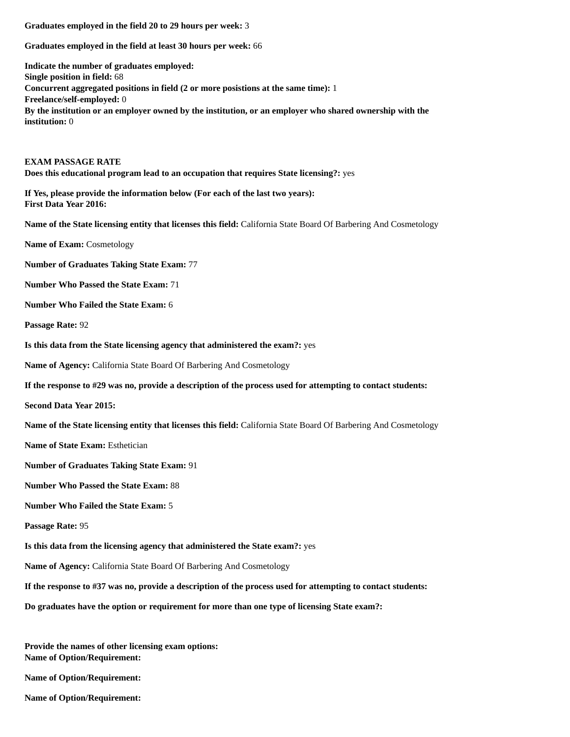**Graduates employed in the field 20 to 29 hours per week:** 3

**Graduates employed in the field at least 30 hours per week:** 66

**Indicate the number of graduates employed:**
**Single position in field:** 68
**Concurrent aggregated positions in field (2 or more posistions at the same time):** 1
**Freelance/self-employed:** 0
**By the institution or an employer owned by the institution, or an employer who shared ownership with the institution:** 0

**EXAM PASSAGE RATE**
**Does this educational program lead to an occupation that requires State licensing?:** yes

**If Yes, please provide the information below (For each of the last two years):**
**First Data Year 2016:**

**Name of the State licensing entity that licenses this field:** California State Board Of Barbering And Cosmetology

**Name of Exam:** Cosmetology

**Number of Graduates Taking State Exam:** 77

**Number Who Passed the State Exam:** 71

**Number Who Failed the State Exam:** 6

**Passage Rate:** 92

**Is this data from the State licensing agency that administered the exam?:** yes

**Name of Agency:** California State Board Of Barbering And Cosmetology

**If the response to #29 was no, provide a description of the process used for attempting to contact students:**

**Second Data Year 2015:**

**Name of the State licensing entity that licenses this field:** California State Board Of Barbering And Cosmetology

**Name of State Exam:** Esthetician

**Number of Graduates Taking State Exam:** 91

**Number Who Passed the State Exam:** 88

**Number Who Failed the State Exam:** 5

**Passage Rate:** 95

**Is this data from the licensing agency that administered the State exam?:** yes

**Name of Agency:** California State Board Of Barbering And Cosmetology

**If the response to #37 was no, provide a description of the process used for attempting to contact students:**

**Do graduates have the option or requirement for more than one type of licensing State exam?:**

**Provide the names of other licensing exam options:**
**Name of Option/Requirement:**

**Name of Option/Requirement:**

**Name of Option/Requirement:**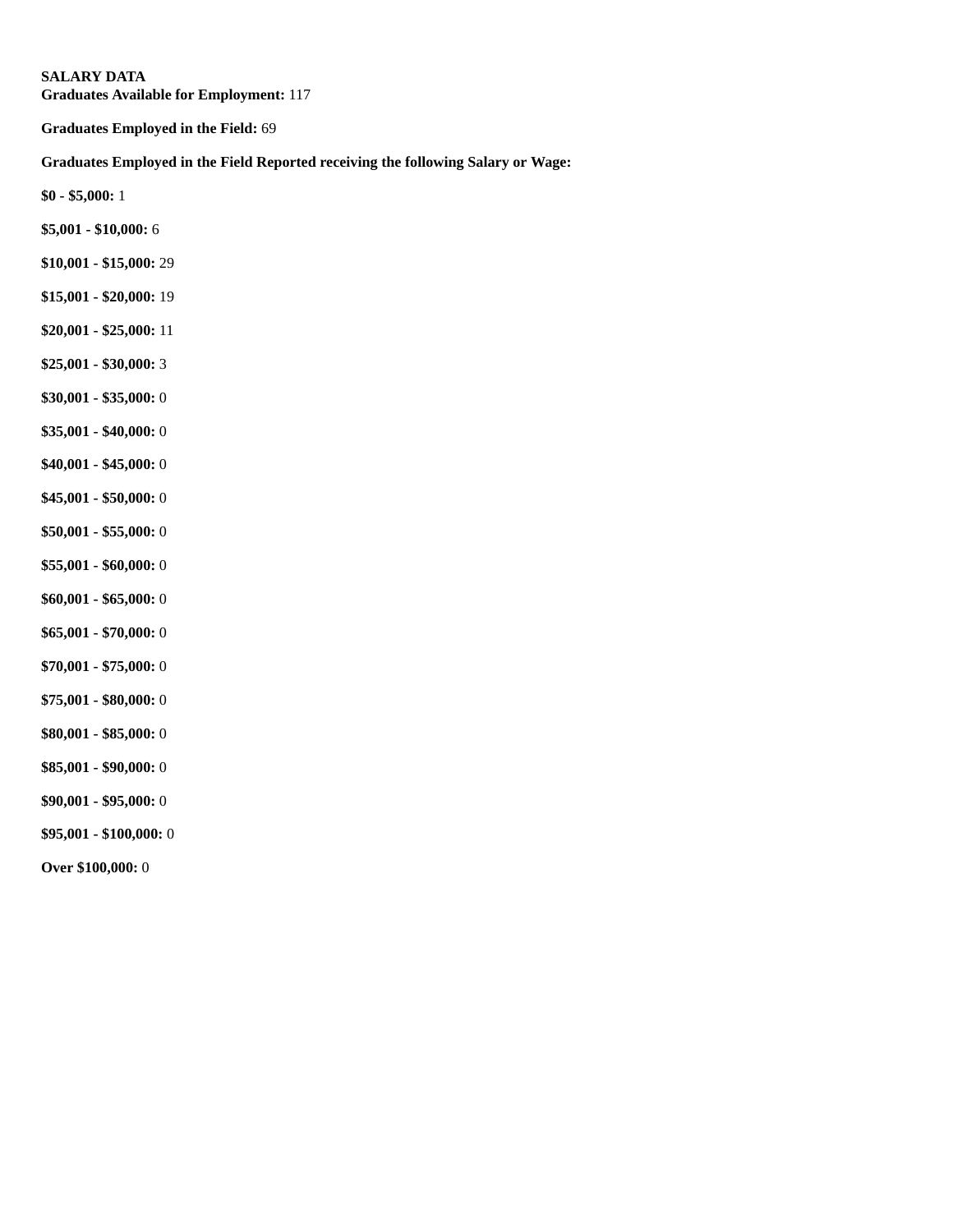**SALARY DATA**
**Graduates Available for Employment:** 117

**Graduates Employed in the Field:** 69

**Graduates Employed in the Field Reported receiving the following Salary or Wage:**

**$0 - $5,000:** 1

**$5,001 - $10,000:** 6

**$10,001 - $15,000:** 29

**$15,001 - $20,000:** 19

**$20,001 - $25,000:** 11

**$25,001 - $30,000:** 3

**$30,001 - $35,000:** 0

**$35,001 - $40,000:** 0

**$40,001 - $45,000:** 0

**$45,001 - $50,000:** 0

**$50,001 - $55,000:** 0

**$55,001 - $60,000:** 0

**$60,001 - $65,000:** 0

**$65,001 - $70,000:** 0

**$70,001 - $75,000:** 0

**$75,001 - $80,000:** 0

**$80,001 - $85,000:** 0

**$85,001 - $90,000:** 0

**$90,001 - $95,000:** 0

**$95,001 - $100,000:** 0

**Over $100,000:** 0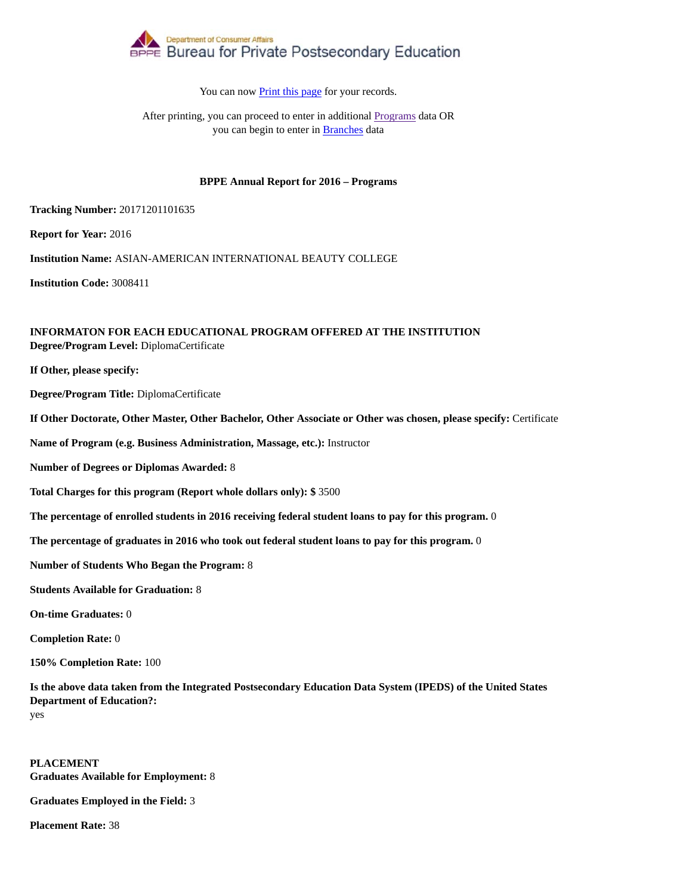Department of Consumer Affairs
Bureau for Private Postsecondary Education

You can now Print this page for your records.

After printing, you can proceed to enter in additional Programs data OR you can begin to enter in Branches data

**BPPE Annual Report for 2016 – Programs**

**Tracking Number:** 20171201101635

**Report for Year:** 2016

**Institution Name:** ASIAN-AMERICAN INTERNATIONAL BEAUTY COLLEGE

**Institution Code:** 3008411

**INFORMATON FOR EACH EDUCATIONAL PROGRAM OFFERED AT THE INSTITUTION**
**Degree/Program Level:** DiplomaCertificate

**If Other, please specify:**

**Degree/Program Title:** DiplomaCertificate

**If Other Doctorate, Other Master, Other Bachelor, Other Associate or Other was chosen, please specify:** Certificate

**Name of Program (e.g. Business Administration, Massage, etc.):** Instructor

**Number of Degrees or Diplomas Awarded:** 8

**Total Charges for this program (Report whole dollars only): $** 3500

**The percentage of enrolled students in 2016 receiving federal student loans to pay for this program.** 0

**The percentage of graduates in 2016 who took out federal student loans to pay for this program.** 0

**Number of Students Who Began the Program:** 8

**Students Available for Graduation:** 8

**On-time Graduates:** 0

**Completion Rate:** 0

**150% Completion Rate:** 100

**Is the above data taken from the Integrated Postsecondary Education Data System (IPEDS) of the United States Department of Education?:**
yes

**PLACEMENT**
**Graduates Available for Employment:** 8

**Graduates Employed in the Field:** 3

**Placement Rate:** 38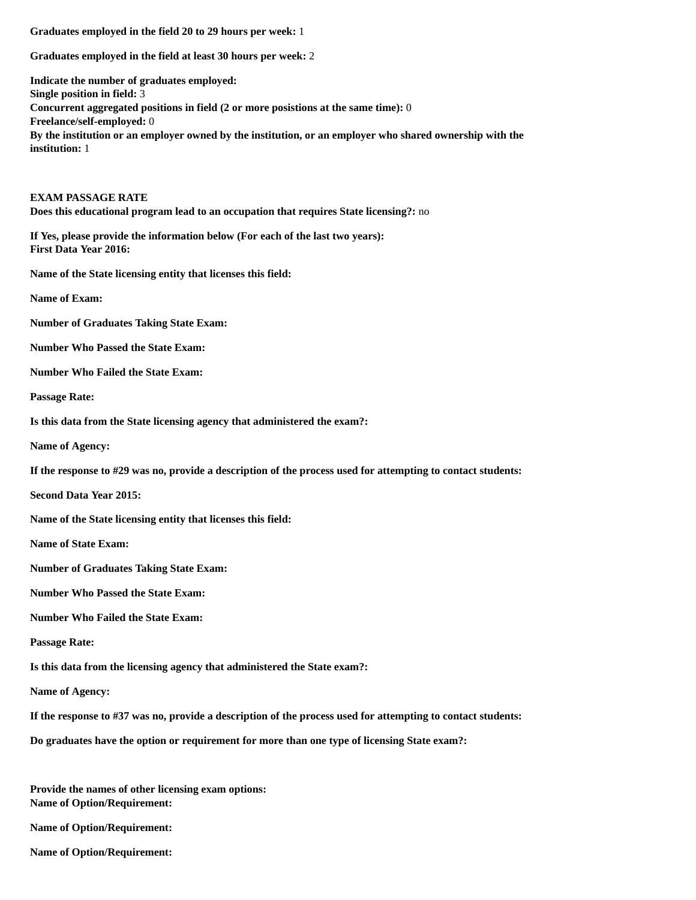**Graduates employed in the field 20 to 29 hours per week:** 1

**Graduates employed in the field at least 30 hours per week:** 2

**Indicate the number of graduates employed:**
**Single position in field:** 3
**Concurrent aggregated positions in field (2 or more posistions at the same time):** 0
**Freelance/self-employed:** 0
**By the institution or an employer owned by the institution, or an employer who shared ownership with the institution:** 1

**EXAM PASSAGE RATE**
**Does this educational program lead to an occupation that requires State licensing?:** no

**If Yes, please provide the information below (For each of the last two years):**
**First Data Year 2016:**

**Name of the State licensing entity that licenses this field:**

**Name of Exam:**

**Number of Graduates Taking State Exam:**

**Number Who Passed the State Exam:**

**Number Who Failed the State Exam:**

**Passage Rate:**

**Is this data from the State licensing agency that administered the exam?:**

**Name of Agency:**

**If the response to #29 was no, provide a description of the process used for attempting to contact students:**

**Second Data Year 2015:**

**Name of the State licensing entity that licenses this field:**

**Name of State Exam:**

**Number of Graduates Taking State Exam:**

**Number Who Passed the State Exam:**

**Number Who Failed the State Exam:**

**Passage Rate:**

**Is this data from the licensing agency that administered the State exam?:**

**Name of Agency:**

**If the response to #37 was no, provide a description of the process used for attempting to contact students:**

**Do graduates have the option or requirement for more than one type of licensing State exam?:**

**Provide the names of other licensing exam options:**
**Name of Option/Requirement:**

**Name of Option/Requirement:**

**Name of Option/Requirement:**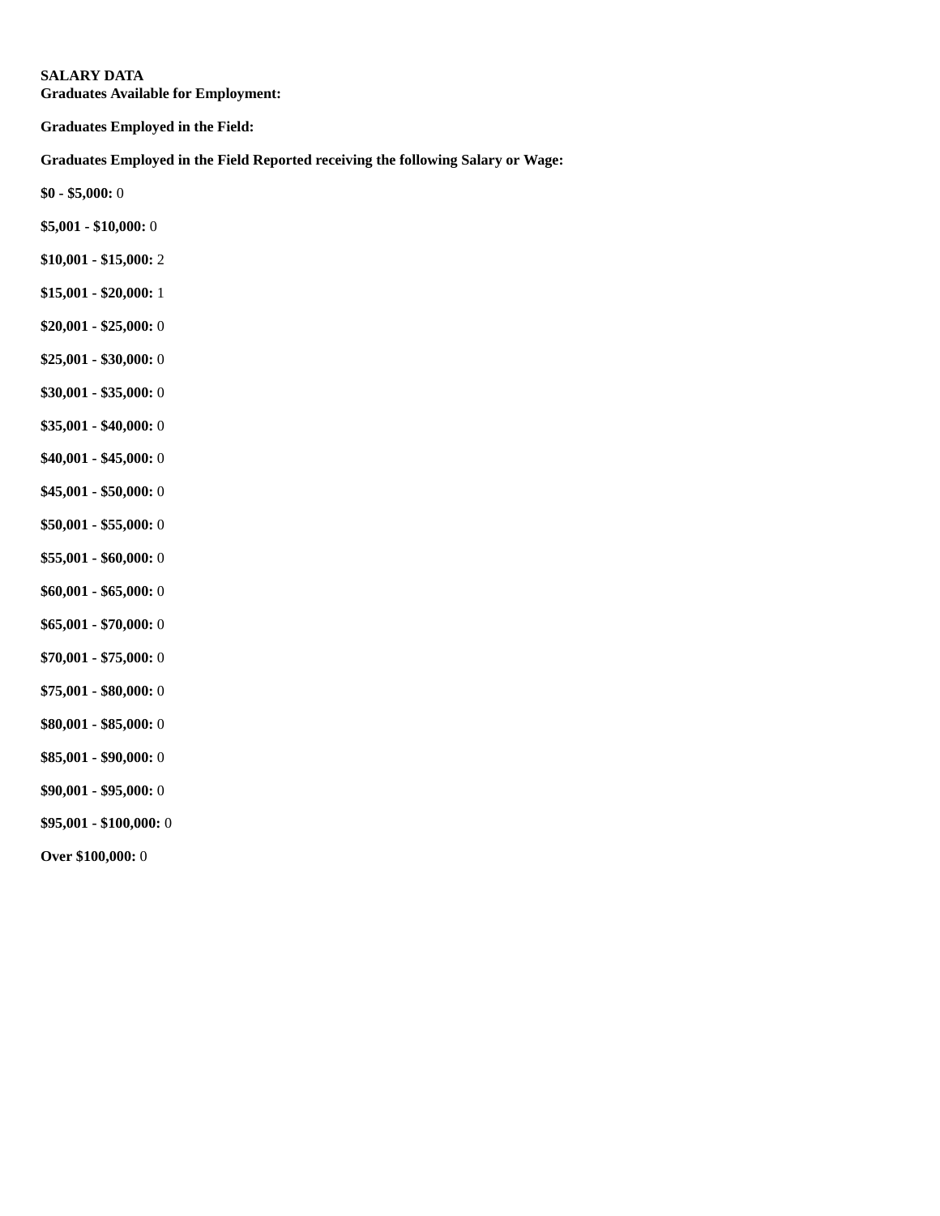**SALARY DATA**
**Graduates Available for Employment:**

**Graduates Employed in the Field:**

**Graduates Employed in the Field Reported receiving the following Salary or Wage:**

**$0 - $5,000:** 0

**$5,001 - $10,000:** 0

**$10,001 - $15,000:** 2

**$15,001 - $20,000:** 1

**$20,001 - $25,000:** 0

**$25,001 - $30,000:** 0

**$30,001 - $35,000:** 0

**$35,001 - $40,000:** 0

**$40,001 - $45,000:** 0

**$45,001 - $50,000:** 0

**$50,001 - $55,000:** 0

**$55,001 - $60,000:** 0

**$60,001 - $65,000:** 0

**$65,001 - $70,000:** 0

**$70,001 - $75,000:** 0

**$75,001 - $80,000:** 0

**$80,001 - $85,000:** 0

**$85,001 - $90,000:** 0

**$90,001 - $95,000:** 0

**$95,001 - $100,000:** 0

**Over $100,000:** 0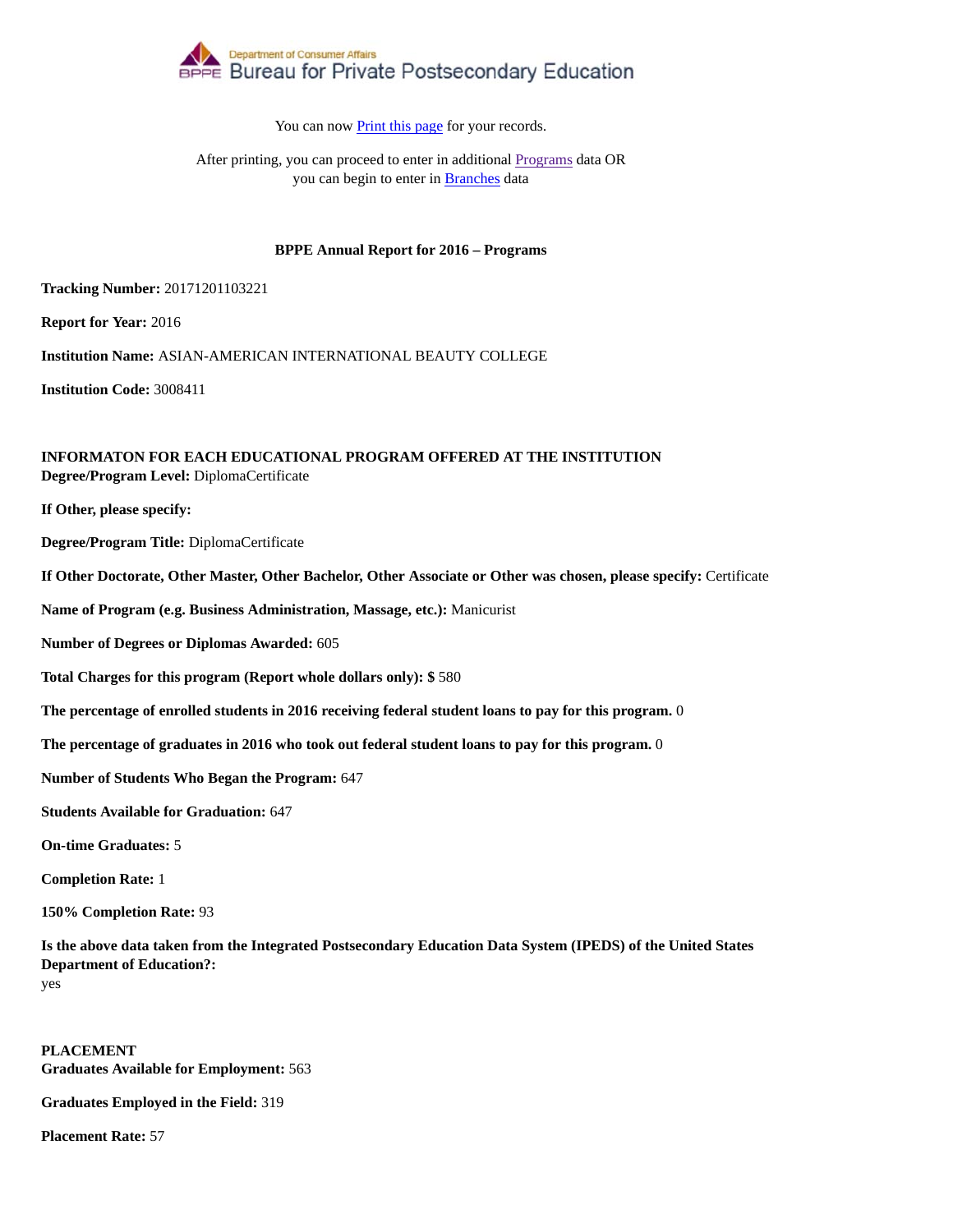Department of Consumer Affairs
Bureau for Private Postsecondary Education

You can now Print this page for your records.

After printing, you can proceed to enter in additional Programs data OR you can begin to enter in Branches data

**BPPE Annual Report for 2016 – Programs**

**Tracking Number:** 20171201103221

**Report for Year:** 2016

**Institution Name:** ASIAN-AMERICAN INTERNATIONAL BEAUTY COLLEGE

**Institution Code:** 3008411

**INFORMATON FOR EACH EDUCATIONAL PROGRAM OFFERED AT THE INSTITUTION**
**Degree/Program Level:** DiplomaCertificate

**If Other, please specify:**

**Degree/Program Title:** DiplomaCertificate

**If Other Doctorate, Other Master, Other Bachelor, Other Associate or Other was chosen, please specify:** Certificate

**Name of Program (e.g. Business Administration, Massage, etc.):** Manicurist

**Number of Degrees or Diplomas Awarded:** 605

**Total Charges for this program (Report whole dollars only): $** 580

**The percentage of enrolled students in 2016 receiving federal student loans to pay for this program.** 0

**The percentage of graduates in 2016 who took out federal student loans to pay for this program.** 0

**Number of Students Who Began the Program:** 647

**Students Available for Graduation:** 647

**On-time Graduates:** 5

**Completion Rate:** 1

**150% Completion Rate:** 93

**Is the above data taken from the Integrated Postsecondary Education Data System (IPEDS) of the United States Department of Education?:**
yes

**PLACEMENT**
**Graduates Available for Employment:** 563

**Graduates Employed in the Field:** 319

**Placement Rate:** 57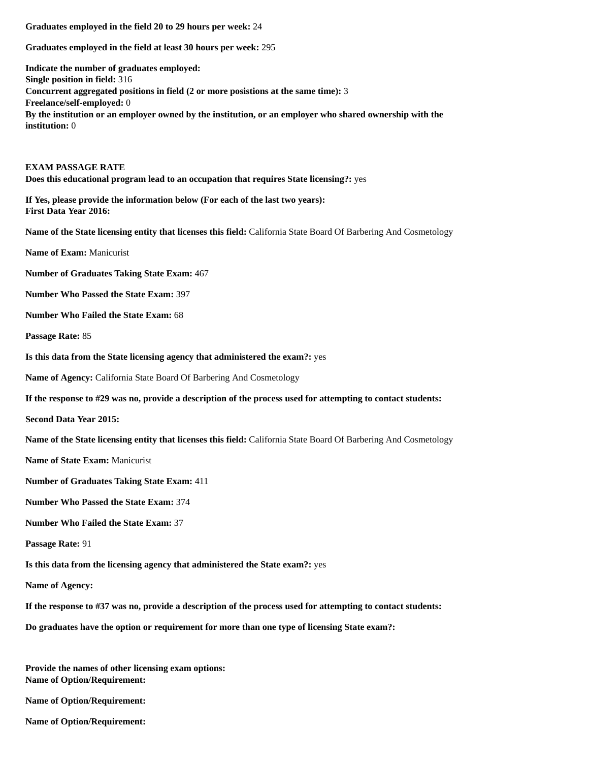**Graduates employed in the field 20 to 29 hours per week:** 24

**Graduates employed in the field at least 30 hours per week:** 295

**Indicate the number of graduates employed:**
**Single position in field:** 316
**Concurrent aggregated positions in field (2 or more posistions at the same time):** 3
**Freelance/self-employed:** 0
**By the institution or an employer owned by the institution, or an employer who shared ownership with the institution:** 0

**EXAM PASSAGE RATE**
**Does this educational program lead to an occupation that requires State licensing?:** yes

**If Yes, please provide the information below (For each of the last two years):**
**First Data Year 2016:**

**Name of the State licensing entity that licenses this field:** California State Board Of Barbering And Cosmetology

**Name of Exam:** Manicurist

**Number of Graduates Taking State Exam:** 467

**Number Who Passed the State Exam:** 397

**Number Who Failed the State Exam:** 68

**Passage Rate:** 85

**Is this data from the State licensing agency that administered the exam?:** yes

**Name of Agency:** California State Board Of Barbering And Cosmetology

**If the response to #29 was no, provide a description of the process used for attempting to contact students:**

**Second Data Year 2015:**

**Name of the State licensing entity that licenses this field:** California State Board Of Barbering And Cosmetology

**Name of State Exam:** Manicurist

**Number of Graduates Taking State Exam:** 411

**Number Who Passed the State Exam:** 374

**Number Who Failed the State Exam:** 37

**Passage Rate:** 91

**Is this data from the licensing agency that administered the State exam?:** yes

**Name of Agency:**

**If the response to #37 was no, provide a description of the process used for attempting to contact students:**

**Do graduates have the option or requirement for more than one type of licensing State exam?:**

**Provide the names of other licensing exam options:**
**Name of Option/Requirement:**

**Name of Option/Requirement:**

**Name of Option/Requirement:**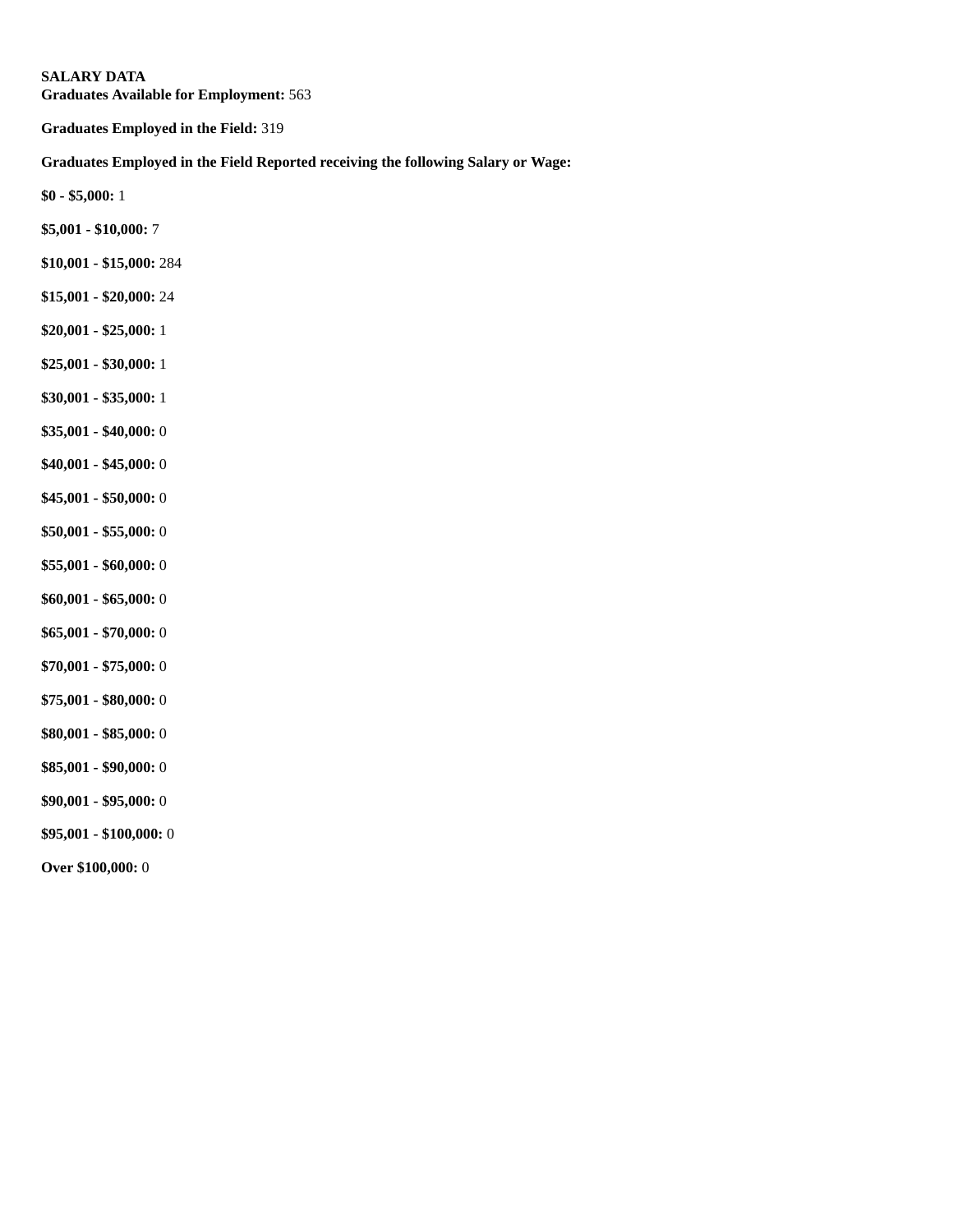**SALARY DATA**
**Graduates Available for Employment:** 563

**Graduates Employed in the Field:** 319

**Graduates Employed in the Field Reported receiving the following Salary or Wage:**

**$0 - $5,000:** 1

**$5,001 - $10,000:** 7

**$10,001 - $15,000:** 284

**$15,001 - $20,000:** 24

**$20,001 - $25,000:** 1

**$25,001 - $30,000:** 1

**$30,001 - $35,000:** 1

**$35,001 - $40,000:** 0

**$40,001 - $45,000:** 0

**$45,001 - $50,000:** 0

**$50,001 - $55,000:** 0

**$55,001 - $60,000:** 0

**$60,001 - $65,000:** 0

**$65,001 - $70,000:** 0

**$70,001 - $75,000:** 0

**$75,001 - $80,000:** 0

**$80,001 - $85,000:** 0

**$85,001 - $90,000:** 0

**$90,001 - $95,000:** 0

**$95,001 - $100,000:** 0

**Over $100,000:** 0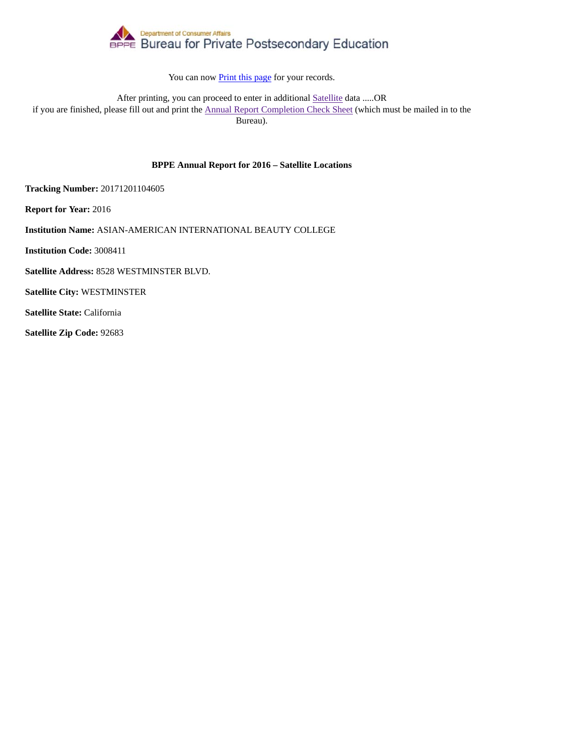Department of Consumer Affairs
Bureau for Private Postsecondary Education

You can now Print this page for your records.

After printing, you can proceed to enter in additional Satellite data .....OR
if you are finished, please fill out and print the Annual Report Completion Check Sheet (which must be mailed in to the Bureau).

**BPPE Annual Report for 2016 – Satellite Locations**

**Tracking Number:** 20171201104605

**Report for Year:** 2016

**Institution Name:** ASIAN-AMERICAN INTERNATIONAL BEAUTY COLLEGE

**Institution Code:** 3008411

**Satellite Address:** 8528 WESTMINSTER BLVD.

**Satellite City:** WESTMINSTER

**Satellite State:** California

**Satellite Zip Code:** 92683